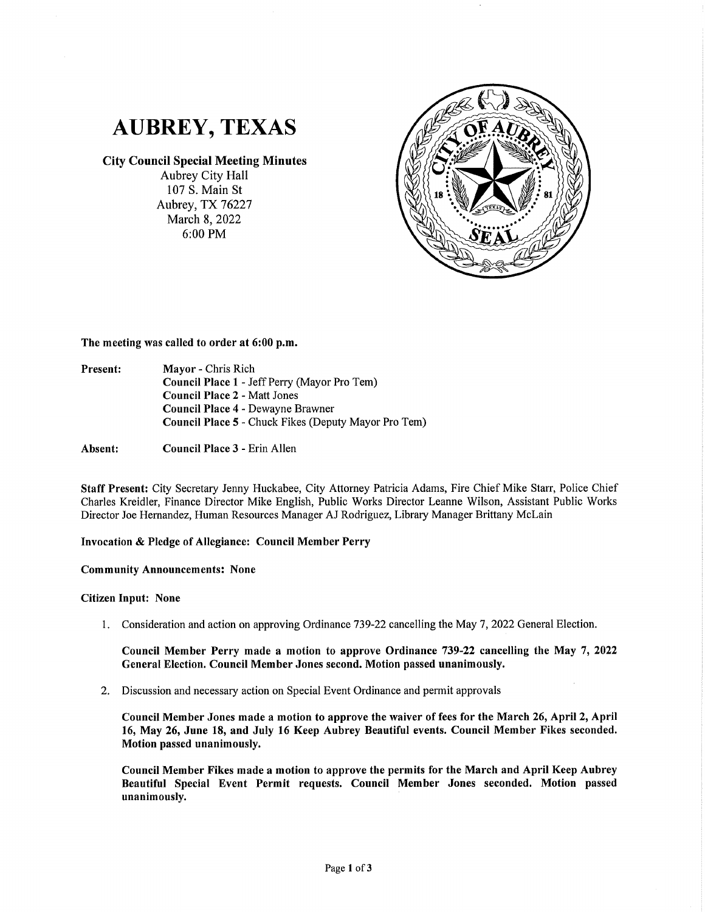# AUBREY, TEXAS

**City Council Special Meeting Minutes**
Aubrey City Hall
107 S. Main St
Aubrey, TX 76227
March 8, 2022
6:00 PM

**The meeting was called to order at 6:00 p.m.**

**Present:** **Mayor** - Chris Rich
**Council Place 1** - Jeff Perry (Mayor Pro Tem)
**Council Place 2** - Matt Jones
**Council Place 4** - Dewayne Brawner
**Council Place 5** - Chuck Fikes (Deputy Mayor Pro Tem)

**Absent:** **Council Place 3** - Erin Allen

**Staff Present:** City Secretary Jenny Huckabee, City Attorney Patricia Adams, Fire Chief Mike Starr, Police Chief Charles Kreidler, Finance Director Mike English, Public Works Director Leanne Wilson, Assistant Public Works Director Joe Hernandez, Human Resources Manager AJ Rodriguez, Library Manager Brittany McLain

**Invocation & Pledge of Allegiance: Council Member Perry**

**Community Announcements: None**

**Citizen Input: None**

1. Consideration and action on approving Ordinance 739-22 cancelling the May 7, 2022 General Election.

   **Council Member Perry made a motion to approve Ordinance 739-22 cancelling the May 7, 2022 General Election. Council Member Jones second. Motion passed unanimously.**

2. Discussion and necessary action on Special Event Ordinance and permit approvals

   **Council Member Jones made a motion to approve the waiver of fees for the March 26, April 2, April 16, May 26, June 18, and July 16 Keep Aubrey Beautiful events. Council Member Fikes seconded. Motion passed unanimously.**

   **Council Member Fikes made a motion** to approve the permits for the March and April Keep Aubrey Beautiful Special Event Permit requests. **Council Member Jones seconded. Motion passed unanimously.**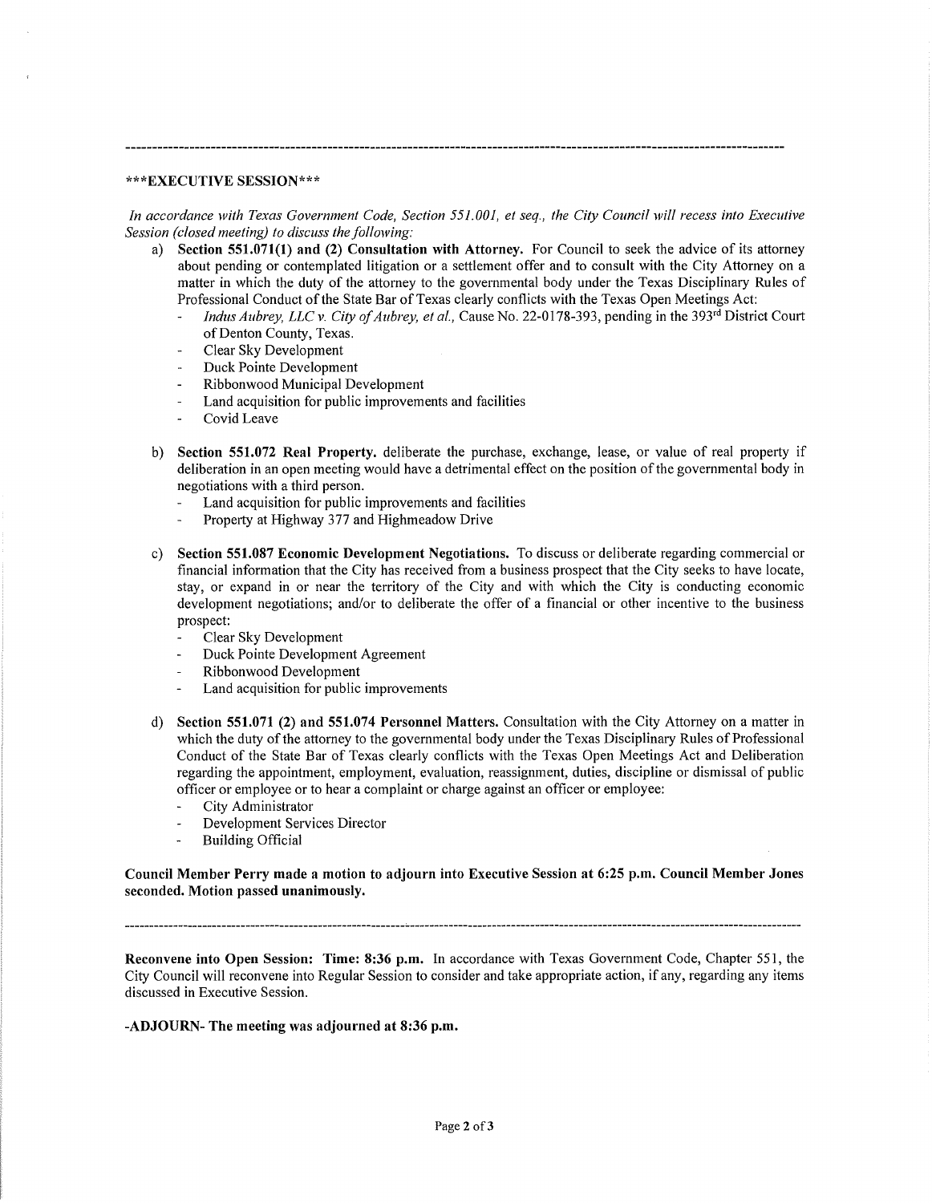---

***EXECUTIVE SESSION***

*In accordance with Texas Government Code, Section 551.001, et seq., the City Council will recess into Executive Session (closed meeting) to discuss the following:*

a) **Section 551.071(1) and (2) Consultation with Attorney.** For Council to seek the advice of its attorney about pending or contemplated litigation or a settlement offer and to consult with the City Attorney on a matter in which the duty of the attorney to the governmental body under the Texas Disciplinary Rules of Professional Conduct of the State Bar of Texas clearly conflicts with the Texas Open Meetings Act:
   - *Indus Aubrey, LLC v. City of Aubrey, et al.,* Cause No. 22-0178-393, pending in the 393rd District Court of Denton County, Texas.
   - Clear Sky Development
   - Duck Pointe Development
   - Ribbonwood Municipal Development
   - Land acquisition for public improvements and facilities
   - Covid Leave

b) **Section 551.072 Real Property.** deliberate the purchase, exchange, lease, or value of real property if deliberation in an open meeting would have a detrimental effect on the position of the governmental body in negotiations with a third person.
   - Land acquisition for public improvements and facilities
   - Property at Highway 377 and Highmeadow Drive

c) **Section 551.087 Economic Development Negotiations.** To discuss or deliberate regarding commercial or financial information that the City has received from a business prospect that the City seeks to have locate, stay, or expand in or near the territory of the City and with which the City is conducting economic development negotiations; and/or to deliberate the offer of a financial or other incentive to the business prospect:
   - Clear Sky Development
   - Duck Pointe Development Agreement
   - Ribbonwood Development
   - Land acquisition for public improvements

d) **Section 551.071 (2) and 551.074 Personnel Matters.** Consultation with the City Attorney on a matter in which the duty of the attorney to the governmental body under the Texas Disciplinary Rules of Professional Conduct of the State Bar of Texas clearly conflicts with the Texas Open Meetings Act and Deliberation regarding the appointment, employment, evaluation, reassignment, duties, discipline or dismissal of public officer or employee or to hear a complaint or charge against an officer or employee:
   - City Administrator
   - Development Services Director
   - Building Official

**Council Member Perry made a motion to adjourn into Executive Session at 6:25 p.m. Council Member Jones seconded. Motion passed unanimously.**

---

**Reconvene into Open Session: Time: 8:36 p.m.** In accordance with Texas Government Code, Chapter 551, the City Council will reconvene into Regular Session to consider and take appropriate action, if any, regarding any items discussed in Executive Session.

**-ADJOURN- The meeting was adjourned at 8:36 p.m.**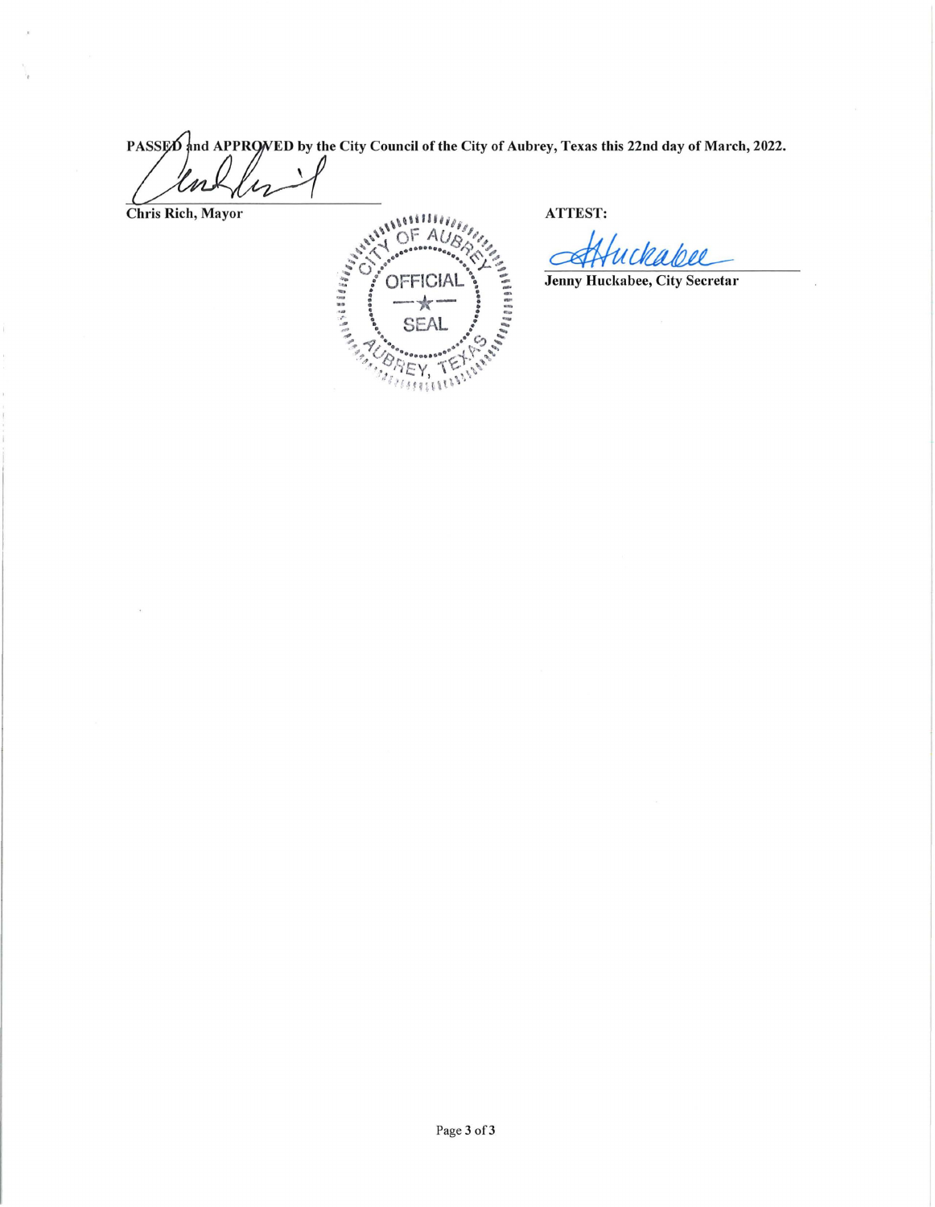**PASSED and APPROVED by the City Council of the City of Aubrey, Texas this 22nd day of March, 2022.**

**Chris Rich, Mayor**

**ATTEST:**

**Jenny Huckabee, City Secretar**